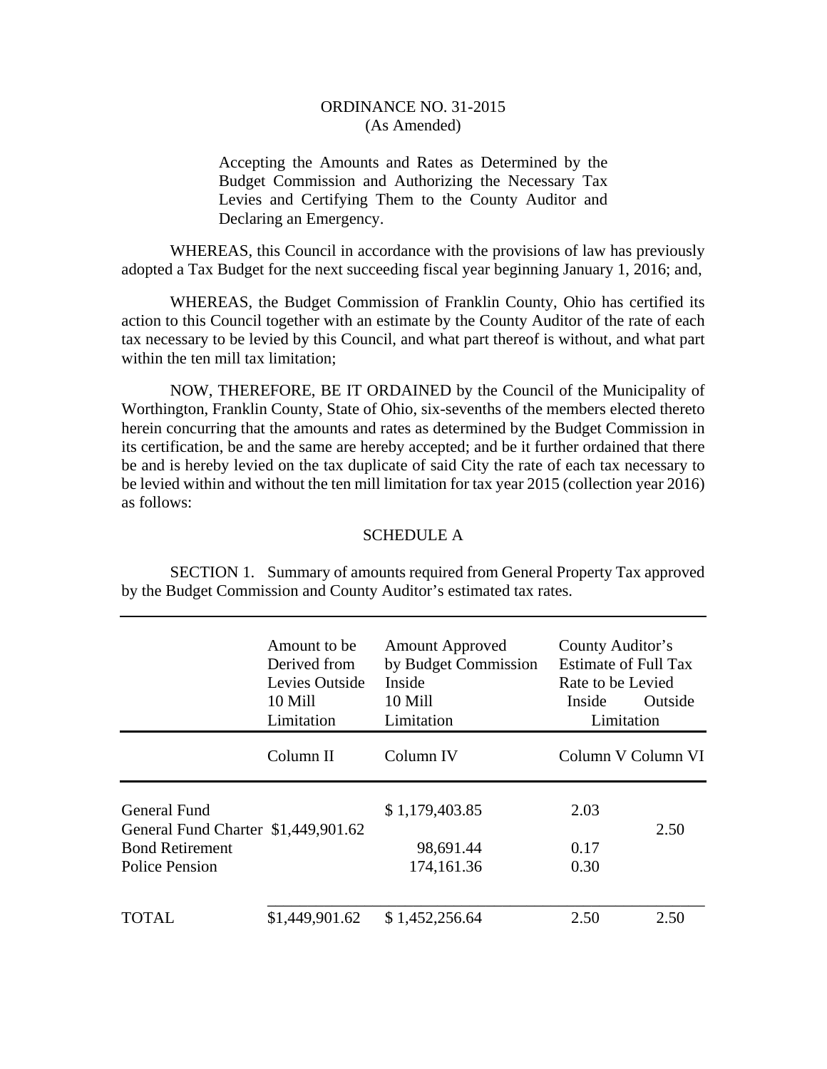ORDINANCE NO. 31-2015
(As Amended)

Accepting the Amounts and Rates as Determined by the Budget Commission and Authorizing the Necessary Tax Levies and Certifying Them to the County Auditor and Declaring an Emergency.

WHEREAS, this Council in accordance with the provisions of law has previously adopted a Tax Budget for the next succeeding fiscal year beginning January 1, 2016; and,

WHEREAS, the Budget Commission of Franklin County, Ohio has certified its action to this Council together with an estimate by the County Auditor of the rate of each tax necessary to be levied by this Council, and what part thereof is without, and what part within the ten mill tax limitation;

NOW, THEREFORE, BE IT ORDAINED by the Council of the Municipality of Worthington, Franklin County, State of Ohio, six-sevenths of the members elected thereto herein concurring that the amounts and rates as determined by the Budget Commission in its certification, be and the same are hereby accepted; and be it further ordained that there be and is hereby levied on the tax duplicate of said City the rate of each tax necessary to be levied within and without the ten mill limitation for tax year 2015 (collection year 2016) as follows:

SCHEDULE A

SECTION 1. Summary of amounts required from General Property Tax approved by the Budget Commission and County Auditor's estimated tax rates.

| | Amount to be Derived from Levies Outside 10 Mill Limitation | Amount Approved by Budget Commission Inside 10 Mill Limitation | County Auditor's Estimate of Full Tax Rate to be Levied Inside | Limitation Outside |
|---|---|---|---|---|
| | Column II | Column IV | Column V | Column VI |
| General Fund | | $ 1,179,403.85 | 2.03 | |
| General Fund Charter | $1,449,901.62 | | | 2.50 |
| Bond Retirement | | 98,691.44 | 0.17 | |
| Police Pension | | 174,161.36 | 0.30 | |
| TOTAL | $1,449,901.62 | $ 1,452,256.64 | 2.50 | 2.50 |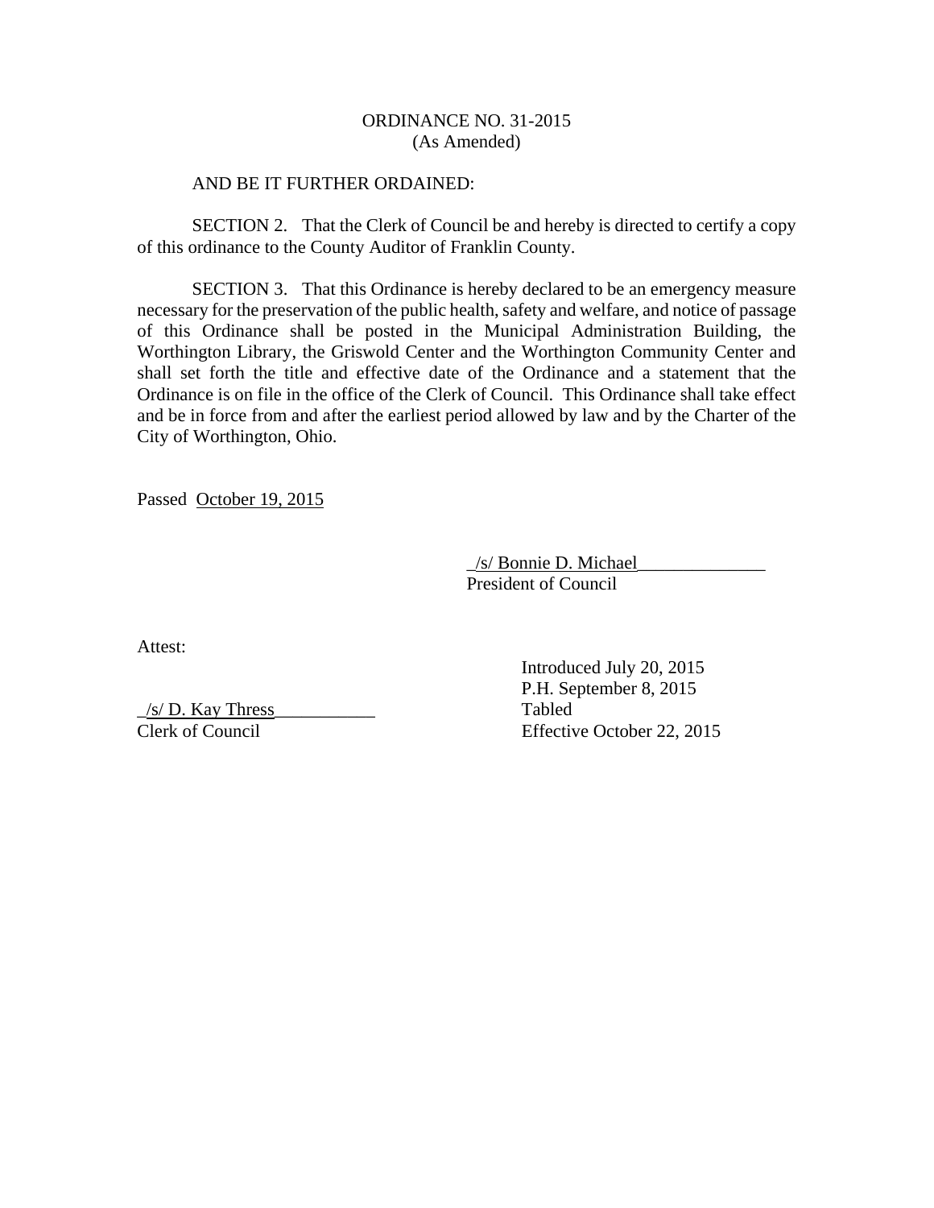ORDINANCE NO. 31-2015
(As Amended)

AND BE IT FURTHER ORDAINED:

SECTION 2. That the Clerk of Council be and hereby is directed to certify a copy of this ordinance to the County Auditor of Franklin County.

SECTION 3. That this Ordinance is hereby declared to be an emergency measure necessary for the preservation of the public health, safety and welfare, and notice of passage of this Ordinance shall be posted in the Municipal Administration Building, the Worthington Library, the Griswold Center and the Worthington Community Center and shall set forth the title and effective date of the Ordinance and a statement that the Ordinance is on file in the office of the Clerk of Council. This Ordinance shall take effect and be in force from and after the earliest period allowed by law and by the Charter of the City of Worthington, Ohio.

Passed October 19, 2015

_/s/ Bonnie D. Michael_______________
President of Council

Attest:

_/s/ D. Kay Thress___________
Clerk of Council

Introduced July 20, 2015
P.H. September 8, 2015
Tabled
Effective October 22, 2015